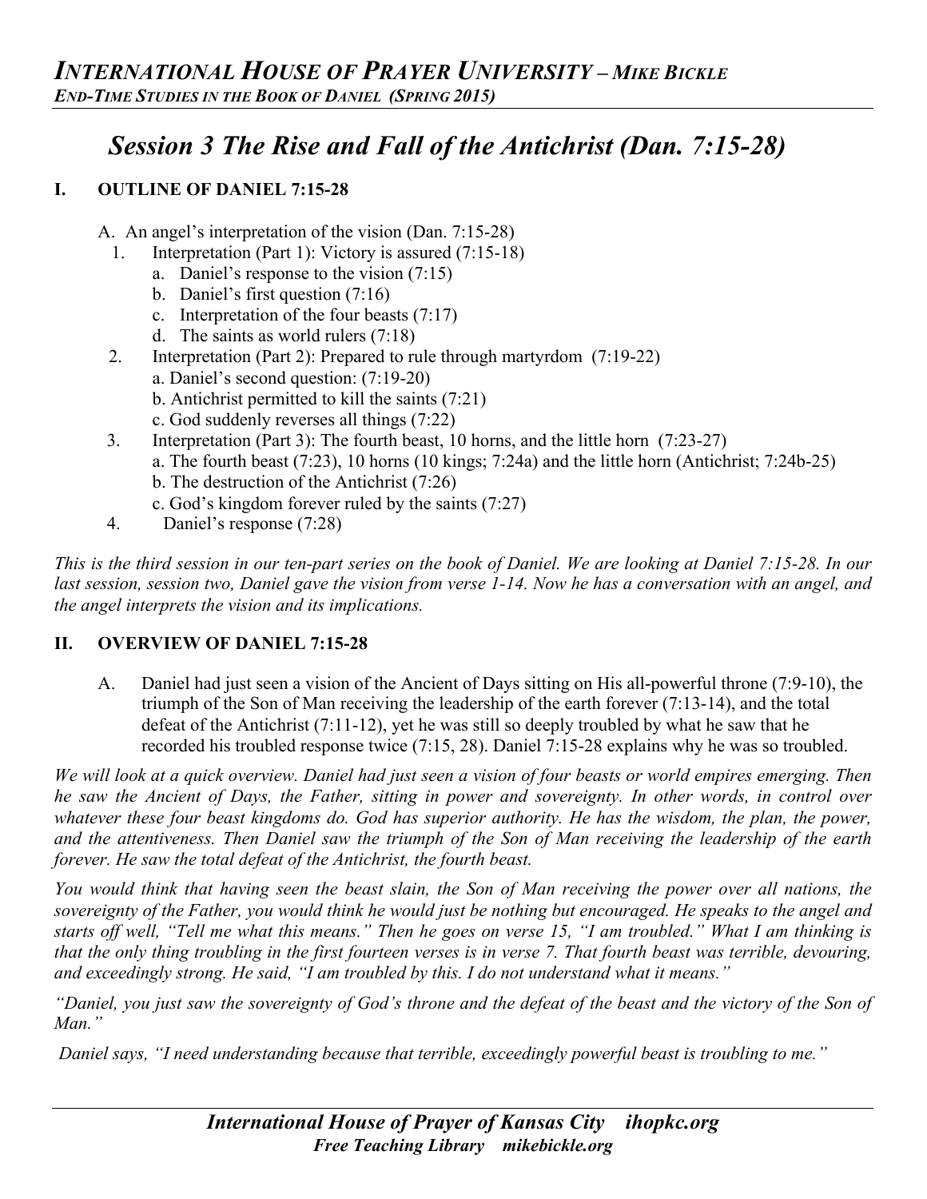# Session 3 The Rise and Fall of the Antichrist (Dan. 7:15-28)

## I. OUTLINE OF DANIEL 7:15-28

A. An angel's interpretation of the vision (Dan. 7:15-28)
  1. Interpretation (Part 1): Victory is assured (7:15-18)
     a. Daniel's response to the vision (7:15)
     b. Daniel's first question (7:16)
     c. Interpretation of the four beasts (7:17)
     d. The saints as world rulers (7:18)
  2. Interpretation (Part 2): Prepared to rule through martyrdom (7:19-22)
     a. Daniel's second question: (7:19-20)
     b. Antichrist permitted to kill the saints (7:21)
     c. God suddenly reverses all things (7:22)
  3. Interpretation (Part 3): The fourth beast, 10 horns, and the little horn (7:23-27)
     a. The fourth beast (7:23), 10 horns (10 kings; 7:24a) and the little horn (Antichrist; 7:24b-25)
     b. The destruction of the Antichrist (7:26)
     c. God's kingdom forever ruled by the saints (7:27)
  4. Daniel's response (7:28)

*This is the third session in our ten-part series on the book of Daniel. We are looking at Daniel 7:15-28. In our last session, session two, Daniel gave the vision from verse 1-14. Now he has a conversation with an angel, and the angel interprets the vision and its implications.*

## II. OVERVIEW OF DANIEL 7:15-28

A. Daniel had just seen a vision of the Ancient of Days sitting on His all-powerful throne (7:9-10), the triumph of the Son of Man receiving the leadership of the earth forever (7:13-14), and the total defeat of the Antichrist (7:11-12), yet he was still so deeply troubled by what he saw that he recorded his troubled response twice (7:15, 28). Daniel 7:15-28 explains why he was so troubled.

*We will look at a quick overview. Daniel had just seen a vision of four beasts or world empires emerging. Then he saw the Ancient of Days, the Father, sitting in power and sovereignty. In other words, in control over whatever these four beast kingdoms do. God has superior authority. He has the wisdom, the plan, the power, and the attentiveness. Then Daniel saw the triumph of the Son of Man receiving the leadership of the earth forever. He saw the total defeat of the Antichrist, the fourth beast.*

*You would think that having seen the beast slain, the Son of Man receiving the power over all nations, the sovereignty of the Father, you would think he would just be nothing but encouraged. He speaks to the angel and starts off well, "Tell me what this means." Then he goes on verse 15, "I am troubled." What I am thinking is that the only thing troubling in the first fourteen verses is in verse 7. That fourth beast was terrible, devouring, and exceedingly strong. He said, "I am troubled by this. I do not understand what it means."*

*"Daniel, you just saw the sovereignty of God's throne and the defeat of the beast and the victory of the Son of Man."*

*Daniel says, "I need understanding because that terrible, exceedingly powerful beast is troubling to me."*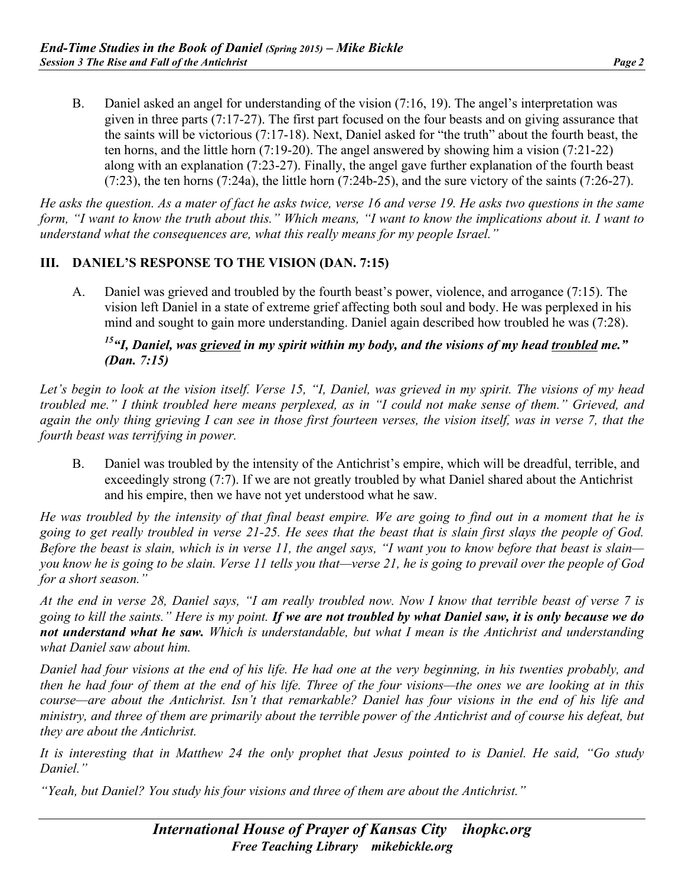B. Daniel asked an angel for understanding of the vision (7:16, 19). The angel's interpretation was given in three parts (7:17-27). The first part focused on the four beasts and on giving assurance that the saints will be victorious (7:17-18). Next, Daniel asked for "the truth" about the fourth beast, the ten horns, and the little horn (7:19-20). The angel answered by showing him a vision (7:21-22) along with an explanation (7:23-27). Finally, the angel gave further explanation of the fourth beast (7:23), the ten horns (7:24a), the little horn (7:24b-25), and the sure victory of the saints (7:26-27).

*He asks the question. As a mater of fact he asks twice, verse 16 and verse 19. He asks two questions in the same form, "I want to know the truth about this." Which means, "I want to know the implications about it. I want to understand what the consequences are, what this really means for my people Israel."*

## III. DANIEL'S RESPONSE TO THE VISION (DAN. 7:15)

A. Daniel was grieved and troubled by the fourth beast's power, violence, and arrogance (7:15). The vision left Daniel in a state of extreme grief affecting both soul and body. He was perplexed in his mind and sought to gain more understanding. Daniel again described how troubled he was (7:28).

***15 "I, Daniel, was grieved in my spirit within my body, and the visions of my head troubled me." (Dan. 7:15)***

*Let's begin to look at the vision itself. Verse 15, "I, Daniel, was grieved in my spirit. The visions of my head troubled me." I think troubled here means perplexed, as in "I could not make sense of them." Grieved, and again the only thing grieving I can see in those first fourteen verses, the vision itself, was in verse 7, that the fourth beast was terrifying in power.*

B. Daniel was troubled by the intensity of the Antichrist's empire, which will be dreadful, terrible, and exceedingly strong (7:7). If we are not greatly troubled by what Daniel shared about the Antichrist and his empire, then we have not yet understood what he saw.

*He was troubled by the intensity of that final beast empire. We are going to find out in a moment that he is going to get really troubled in verse 21-25. He sees that the beast that is slain first slays the people of God. Before the beast is slain, which is in verse 11, the angel says, "I want you to know before that beast is slain—you know he is going to be slain. Verse 11 tells you that—verse 21, he is going to prevail over the people of God for a short season."*

*At the end in verse 28, Daniel says, "I am really troubled now. Now I know that terrible beast of verse 7 is going to kill the saints." Here is my point.* ***If we are not troubled by what Daniel saw, it is only because we do not understand what he saw.*** *Which is understandable, but what I mean is the Antichrist and understanding what Daniel saw about him.*

*Daniel had four visions at the end of his life. He had one at the very beginning, in his twenties probably, and then he had four of them at the end of his life. Three of the four visions—the ones we are looking at in this course—are about the Antichrist. Isn't that remarkable? Daniel has four visions in the end of his life and ministry, and three of them are primarily about the terrible power of the Antichrist and of course his defeat, but they are about the Antichrist.*

*It is interesting that in Matthew 24 the only prophet that Jesus pointed to is Daniel. He said, "Go study Daniel."*

*"Yeah, but Daniel? You study his four visions and three of them are about the Antichrist."*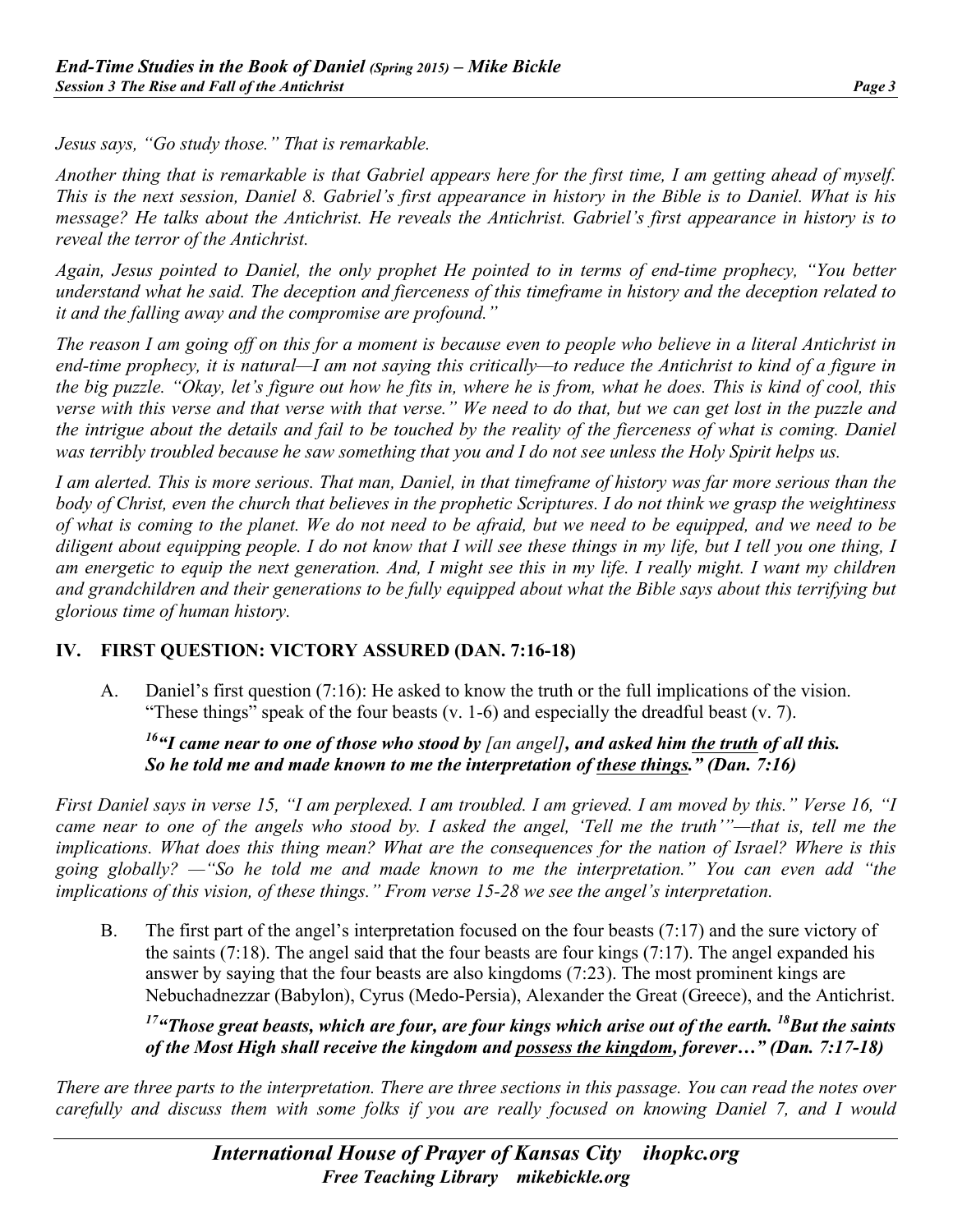*Jesus says, "Go study those." That is remarkable.*

*Another thing that is remarkable is that Gabriel appears here for the first time, I am getting ahead of myself. This is the next session, Daniel 8. Gabriel's first appearance in history in the Bible is to Daniel. What is his message? He talks about the Antichrist. He reveals the Antichrist. Gabriel's first appearance in history is to reveal the terror of the Antichrist.*

*Again, Jesus pointed to Daniel, the only prophet He pointed to in terms of end-time prophecy, "You better understand what he said. The deception and fierceness of this timeframe in history and the deception related to it and the falling away and the compromise are profound."*

*The reason I am going off on this for a moment is because even to people who believe in a literal Antichrist in end-time prophecy, it is natural—I am not saying this critically—to reduce the Antichrist to kind of a figure in the big puzzle. "Okay, let's figure out how he fits in, where he is from, what he does. This is kind of cool, this verse with this verse and that verse with that verse." We need to do that, but we can get lost in the puzzle and the intrigue about the details and fail to be touched by the reality of the fierceness of what is coming. Daniel was terribly troubled because he saw something that you and I do not see unless the Holy Spirit helps us.*

*I am alerted. This is more serious. That man, Daniel, in that timeframe of history was far more serious than the body of Christ, even the church that believes in the prophetic Scriptures. I do not think we grasp the weightiness of what is coming to the planet. We do not need to be afraid, but we need to be equipped, and we need to be diligent about equipping people. I do not know that I will see these things in my life, but I tell you one thing, I am energetic to equip the next generation. And, I might see this in my life. I really might. I want my children and grandchildren and their generations to be fully equipped about what the Bible says about this terrifying but glorious time of human history.*

## IV. FIRST QUESTION: VICTORY ASSURED (DAN. 7:16-18)

A. Daniel's first question (7:16): He asked to know the truth or the full implications of the vision. "These things" speak of the four beasts (v. 1-6) and especially the dreadful beast (v. 7).

> ***[16]"I came near to one of those who stood by** [an angel]**, and asked him <u>the truth</u> of all this. So he told me and made known to me the interpretation of <u>these things</u>." (Dan. 7:16)***

*First Daniel says in verse 15, "I am perplexed. I am troubled. I am grieved. I am moved by this." Verse 16, "I came near to one of the angels who stood by. I asked the angel, 'Tell me the truth'"—that is, tell me the implications. What does this thing mean? What are the consequences for the nation of Israel? Where is this going globally? —"So he told me and made known to me the interpretation." You can even add "the implications of this vision, of these things." From verse 15-28 we see the angel's interpretation.*

B. The first part of the angel's interpretation focused on the four beasts (7:17) and the sure victory of the saints (7:18). The angel said that the four beasts are four kings (7:17). The angel expanded his answer by saying that the four beasts are also kingdoms (7:23). The most prominent kings are Nebuchadnezzar (Babylon), Cyrus (Medo-Persia), Alexander the Great (Greece), and the Antichrist.

> ***[17]"Those great beasts, which are four, are four kings which arise out of the earth. [18]But the saints of the Most High shall receive the kingdom and <u>possess the kingdom</u>, forever…" (Dan. 7:17-18)***

*There are three parts to the interpretation. There are three sections in this passage. You can read the notes over carefully and discuss them with some folks if you are really focused on knowing Daniel 7, and I would*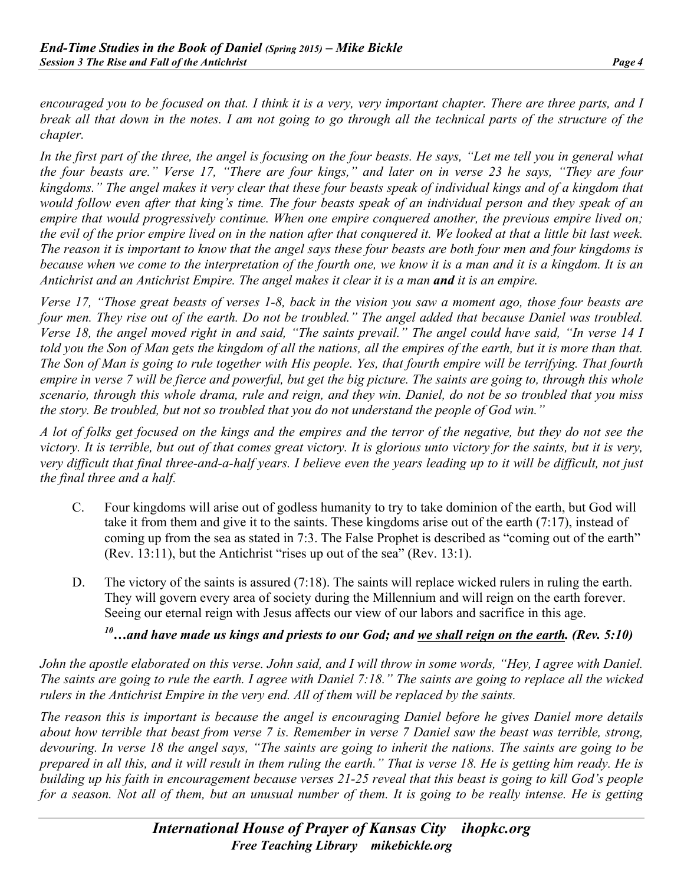*encouraged you to be focused on that. I think it is a very, very important chapter. There are three parts, and I break all that down in the notes. I am not going to go through all the technical parts of the structure of the chapter.*

*In the first part of the three, the angel is focusing on the four beasts. He says, "Let me tell you in general what the four beasts are." Verse 17, "There are four kings," and later on in verse 23 he says, "They are four kingdoms." The angel makes it very clear that these four beasts speak of individual kings and of a kingdom that would follow even after that king's time. The four beasts speak of an individual person and they speak of an empire that would progressively continue. When one empire conquered another, the previous empire lived on; the evil of the prior empire lived on in the nation after that conquered it. We looked at that a little bit last week. The reason it is important to know that the angel says these four beasts are both four men and four kingdoms is because when we come to the interpretation of the fourth one, we know it is a man and it is a kingdom. It is an Antichrist and an Antichrist Empire. The angel makes it clear it is a man* ***and*** *it is an empire.*

*Verse 17, "Those great beasts of verses 1-8, back in the vision you saw a moment ago, those four beasts are four men. They rise out of the earth. Do not be troubled." The angel added that because Daniel was troubled. Verse 18, the angel moved right in and said, "The saints prevail." The angel could have said, "In verse 14 I told you the Son of Man gets the kingdom of all the nations, all the empires of the earth, but it is more than that. The Son of Man is going to rule together with His people. Yes, that fourth empire will be terrifying. That fourth empire in verse 7 will be fierce and powerful, but get the big picture. The saints are going to, through this whole scenario, through this whole drama, rule and reign, and they win. Daniel, do not be so troubled that you miss the story. Be troubled, but not so troubled that you do not understand the people of God win."*

*A lot of folks get focused on the kings and the empires and the terror of the negative, but they do not see the victory. It is terrible, but out of that comes great victory. It is glorious unto victory for the saints, but it is very, very difficult that final three-and-a-half years. I believe even the years leading up to it will be difficult, not just the final three and a half.*

C. Four kingdoms will arise out of godless humanity to try to take dominion of the earth, but God will take it from them and give it to the saints. These kingdoms arise out of the earth (7:17), instead of coming up from the sea as stated in 7:3. The False Prophet is described as "coming out of the earth" (Rev. 13:11), but the Antichrist "rises up out of the sea" (Rev. 13:1).

D. The victory of the saints is assured (7:18). The saints will replace wicked rulers in ruling the earth. They will govern every area of society during the Millennium and will reign on the earth forever. Seeing our eternal reign with Jesus affects our view of our labors and sacrifice in this age.

***10…and have made us kings and priests to our God; and <u>we shall reign on the earth</u>. (Rev. 5:10)***

*John the apostle elaborated on this verse. John said, and I will throw in some words, "Hey, I agree with Daniel. The saints are going to rule the earth. I agree with Daniel 7:18." The saints are going to replace all the wicked rulers in the Antichrist Empire in the very end. All of them will be replaced by the saints.*

*The reason this is important is because the angel is encouraging Daniel before he gives Daniel more details about how terrible that beast from verse 7 is. Remember in verse 7 Daniel saw the beast was terrible, strong, devouring. In verse 18 the angel says, "The saints are going to inherit the nations. The saints are going to be prepared in all this, and it will result in them ruling the earth." That is verse 18. He is getting him ready. He is building up his faith in encouragement because verses 21-25 reveal that this beast is going to kill God's people for a season. Not all of them, but an unusual number of them. It is going to be really intense. He is getting*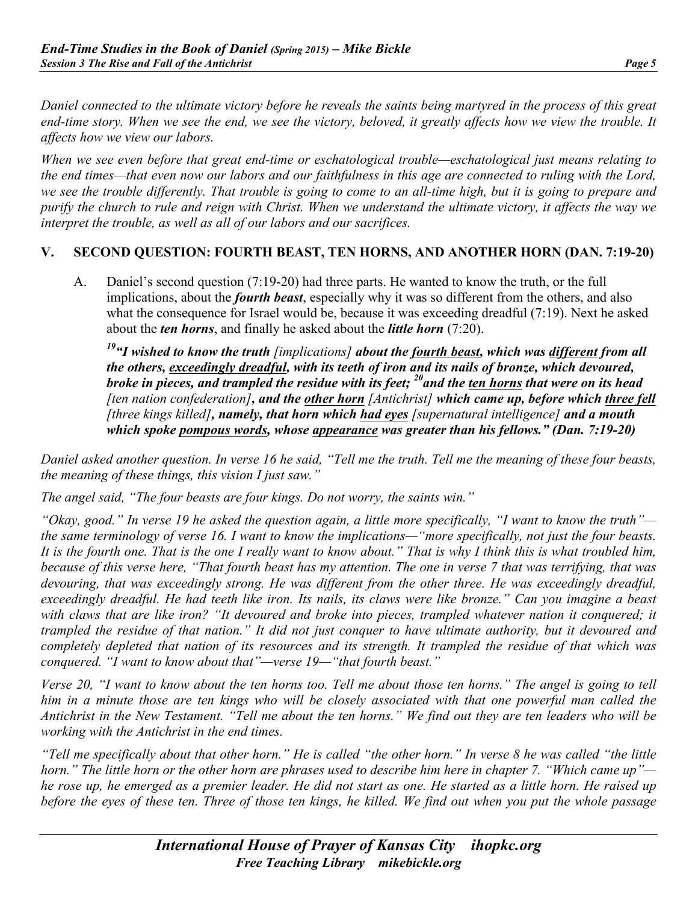*Daniel connected to the ultimate victory before he reveals the saints being martyred in the process of this great end-time story. When we see the end, we see the victory, beloved, it greatly affects how we view the trouble. It affects how we view our labors.*

*When we see even before that great end-time or eschatological trouble—eschatological just means relating to the end times—that even now our labors and our faithfulness in this age are connected to ruling with the Lord, we see the trouble differently. That trouble is going to come to an all-time high, but it is going to prepare and purify the church to rule and reign with Christ. When we understand the ultimate victory, it affects the way we interpret the trouble, as well as all of our labors and our sacrifices.*

## V. SECOND QUESTION: FOURTH BEAST, TEN HORNS, AND ANOTHER HORN (DAN. 7:19-20)

A. Daniel's second question (7:19-20) had three parts. He wanted to know the truth, or the full implications, about the ***fourth beast***, especially why it was so different from the others, and also what the consequence for Israel would be, because it was exceeding dreadful (7:19). Next he asked about the ***ten horns***, and finally he asked about the ***little horn*** (7:20).

> [19]***"I wished to know the truth*** *[implications]* ***about the <u>fourth beast</u>, which was <u>different</u> from all the others, <u>exceedingly dreadful</u>, with its teeth of iron and its nails of bronze, which devoured, broke in pieces, and trampled the residue with its feet;*** [20]***and the <u>ten horns</u> that were on its head*** *[ten nation confederation]****, and the <u>other horn</u>*** *[Antichrist]* ***which came up, before which <u>three fell</u>*** *[three kings killed]****, namely, that horn which <u>had eyes</u>*** *[supernatural intelligence]* ***and a mouth which spoke <u>pompous words</u>, whose <u>appearance</u> was greater than his fellows." (Dan. 7:19-20)***

*Daniel asked another question. In verse 16 he said, "Tell me the truth. Tell me the meaning of these four beasts, the meaning of these things, this vision I just saw."*

*The angel said, "The four beasts are four kings. Do not worry, the saints win."*

*"Okay, good." In verse 19 he asked the question again, a little more specifically, "I want to know the truth"—the same terminology of verse 16. I want to know the implications—"more specifically, not just the four beasts. It is the fourth one. That is the one I really want to know about." That is why I think this is what troubled him, because of this verse here, "That fourth beast has my attention. The one in verse 7 that was terrifying, that was devouring, that was exceedingly strong. He was different from the other three. He was exceedingly dreadful, exceedingly dreadful. He had teeth like iron. Its nails, its claws were like bronze." Can you imagine a beast with claws that are like iron? "It devoured and broke into pieces, trampled whatever nation it conquered; it trampled the residue of that nation." It did not just conquer to have ultimate authority, but it devoured and completely depleted that nation of its resources and its strength. It trampled the residue of that which was conquered. "I want to know about that"—verse 19—"that fourth beast."*

*Verse 20, "I want to know about the ten horns too. Tell me about those ten horns." The angel is going to tell him in a minute those are ten kings who will be closely associated with that one powerful man called the Antichrist in the New Testament. "Tell me about the ten horns." We find out they are ten leaders who will be working with the Antichrist in the end times.*

*"Tell me specifically about that other horn." He is called "the other horn." In verse 8 he was called "the little horn." The little horn or the other horn are phrases used to describe him here in chapter 7. "Which came up"—he rose up, he emerged as a premier leader. He did not start as one. He started as a little horn. He raised up before the eyes of these ten. Three of those ten kings, he killed. We find out when you put the whole passage*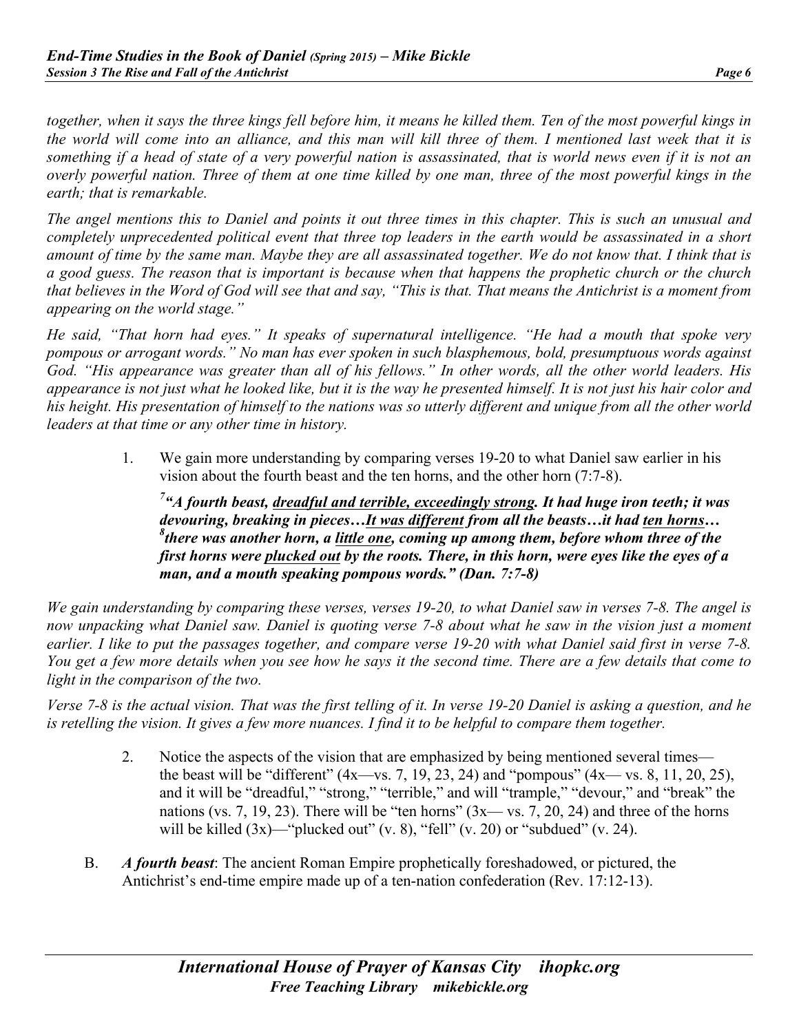*together, when it says the three kings fell before him, it means he killed them. Ten of the most powerful kings in the world will come into an alliance, and this man will kill three of them. I mentioned last week that it is something if a head of state of a very powerful nation is assassinated, that is world news even if it is not an overly powerful nation. Three of them at one time killed by one man, three of the most powerful kings in the earth; that is remarkable.*

*The angel mentions this to Daniel and points it out three times in this chapter. This is such an unusual and completely unprecedented political event that three top leaders in the earth would be assassinated in a short amount of time by the same man. Maybe they are all assassinated together. We do not know that. I think that is a good guess. The reason that is important is because when that happens the prophetic church or the church that believes in the Word of God will see that and say, "This is that. That means the Antichrist is a moment from appearing on the world stage."*

*He said, "That horn had eyes." It speaks of supernatural intelligence. "He had a mouth that spoke very pompous or arrogant words." No man has ever spoken in such blasphemous, bold, presumptuous words against God. "His appearance was greater than all of his fellows." In other words, all the other world leaders. His appearance is not just what he looked like, but it is the way he presented himself. It is not just his hair color and his height. His presentation of himself to the nations was so utterly different and unique from all the other world leaders at that time or any other time in history.*

1. We gain more understanding by comparing verses 19-20 to what Daniel saw earlier in his vision about the fourth beast and the ten horns, and the other horn (7:7-8).

   ***[7]"A fourth beast, <u>dreadful and terrible, exceedingly strong</u>. It had huge iron teeth; it was devouring, breaking in pieces…<u>It was different</u> from all the beasts…it had <u>ten horns</u>… [8]there was another horn, a <u>little one</u>, coming up among them, before whom three of the first horns were <u>plucked out</u> by the roots. There, in this horn, were eyes like the eyes of a man, and a mouth speaking pompous words." (Dan. 7:7-8)***

*We gain understanding by comparing these verses, verses 19-20, to what Daniel saw in verses 7-8. The angel is now unpacking what Daniel saw. Daniel is quoting verse 7-8 about what he saw in the vision just a moment earlier. I like to put the passages together, and compare verse 19-20 with what Daniel said first in verse 7-8. You get a few more details when you see how he says it the second time. There are a few details that come to light in the comparison of the two.*

*Verse 7-8 is the actual vision. That was the first telling of it. In verse 19-20 Daniel is asking a question, and he is retelling the vision. It gives a few more nuances. I find it to be helpful to compare them together.*

2. Notice the aspects of the vision that are emphasized by being mentioned several times—the beast will be "different" (4x—vs. 7, 19, 23, 24) and "pompous" (4x— vs. 8, 11, 20, 25), and it will be "dreadful," "strong," "terrible," and will "trample," "devour," and "break" the nations (vs. 7, 19, 23). There will be "ten horns" (3x— vs. 7, 20, 24) and three of the horns will be killed (3x)—"plucked out" (v. 8), "fell" (v. 20) or "subdued" (v. 24).

B. ***A fourth beast***: The ancient Roman Empire prophetically foreshadowed, or pictured, the Antichrist's end-time empire made up of a ten-nation confederation (Rev. 17:12-13).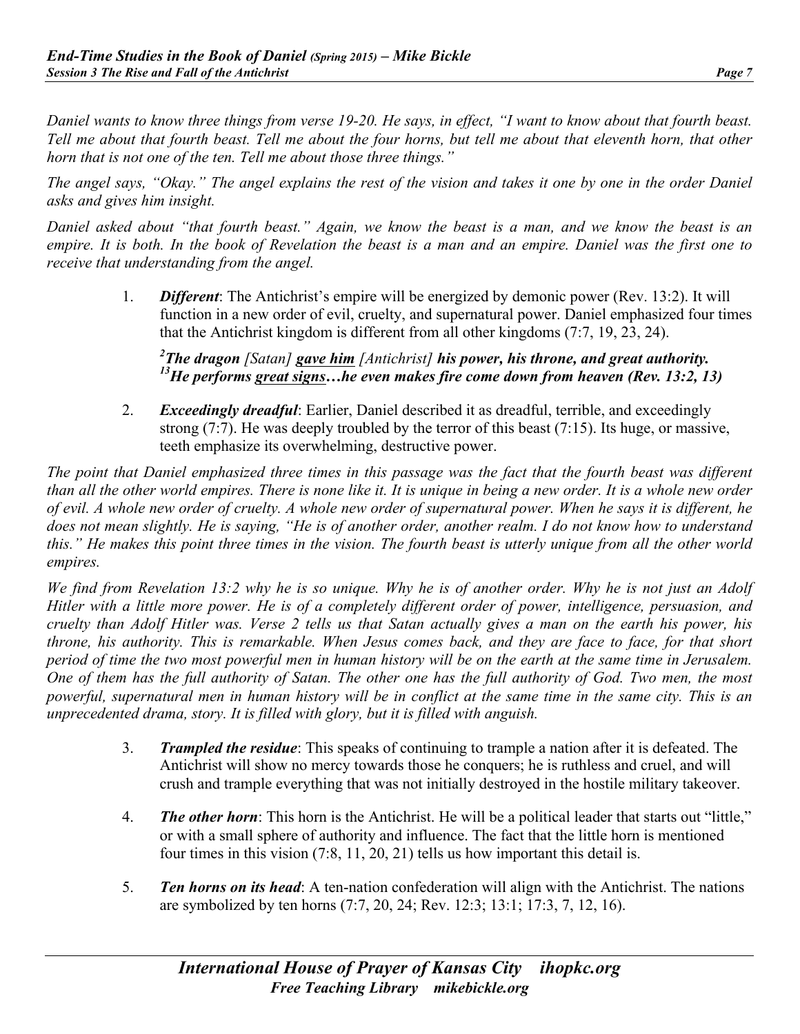*Daniel wants to know three things from verse 19-20. He says, in effect, "I want to know about that fourth beast. Tell me about that fourth beast. Tell me about the four horns, but tell me about that eleventh horn, that other horn that is not one of the ten. Tell me about those three things."*

*The angel says, "Okay." The angel explains the rest of the vision and takes it one by one in the order Daniel asks and gives him insight.*

*Daniel asked about "that fourth beast." Again, we know the beast is a man, and we know the beast is an empire. It is both. In the book of Revelation the beast is a man and an empire. Daniel was the first one to receive that understanding from the angel.*

1. ***Different***: The Antichrist's empire will be energized by demonic power (Rev. 13:2). It will function in a new order of evil, cruelty, and supernatural power. Daniel emphasized four times that the Antichrist kingdom is different from all other kingdoms (7:7, 19, 23, 24).

   ***[2]The dragon** [Satan] **<u>gave him</u>** [Antichrist] **his power, his throne, and great authority. [13]He performs <u>great signs</u>…he even makes fire come down from heaven (Rev. 13:2, 13)***

2. ***Exceedingly dreadful***: Earlier, Daniel described it as dreadful, terrible, and exceedingly strong (7:7). He was deeply troubled by the terror of this beast (7:15). Its huge, or massive, teeth emphasize its overwhelming, destructive power.

*The point that Daniel emphasized three times in this passage was the fact that the fourth beast was different than all the other world empires. There is none like it. It is unique in being a new order. It is a whole new order of evil. A whole new order of cruelty. A whole new order of supernatural power. When he says it is different, he does not mean slightly. He is saying, "He is of another order, another realm. I do not know how to understand this." He makes this point three times in the vision. The fourth beast is utterly unique from all the other world empires.*

*We find from Revelation 13:2 why he is so unique. Why he is of another order. Why he is not just an Adolf Hitler with a little more power. He is of a completely different order of power, intelligence, persuasion, and cruelty than Adolf Hitler was. Verse 2 tells us that Satan actually gives a man on the earth his power, his throne, his authority. This is remarkable. When Jesus comes back, and they are face to face, for that short period of time the two most powerful men in human history will be on the earth at the same time in Jerusalem. One of them has the full authority of Satan. The other one has the full authority of God. Two men, the most powerful, supernatural men in human history will be in conflict at the same time in the same city. This is an unprecedented drama, story. It is filled with glory, but it is filled with anguish.*

3. ***Trampled the residue***: This speaks of continuing to trample a nation after it is defeated. The Antichrist will show no mercy towards those he conquers; he is ruthless and cruel, and will crush and trample everything that was not initially destroyed in the hostile military takeover.

4. ***The other horn***: This horn is the Antichrist. He will be a political leader that starts out "little," or with a small sphere of authority and influence. The fact that the little horn is mentioned four times in this vision (7:8, 11, 20, 21) tells us how important this detail is.

5. ***Ten horns on its head***: A ten-nation confederation will align with the Antichrist. The nations are symbolized by ten horns (7:7, 20, 24; Rev. 12:3; 13:1; 17:3, 7, 12, 16).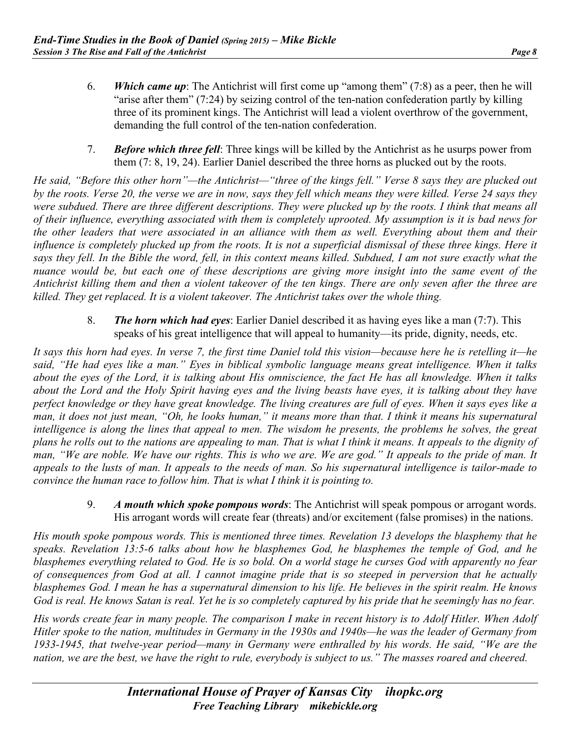6. ***Which came up***: The Antichrist will first come up "among them" (7:8) as a peer, then he will "arise after them" (7:24) by seizing control of the ten-nation confederation partly by killing three of its prominent kings. The Antichrist will lead a violent overthrow of the government, demanding the full control of the ten-nation confederation.

7. ***Before which three fell***: Three kings will be killed by the Antichrist as he usurps power from them (7: 8, 19, 24). Earlier Daniel described the three horns as plucked out by the roots.

*He said, "Before this other horn"—the Antichrist—"three of the kings fell." Verse 8 says they are plucked out by the roots. Verse 20, the verse we are in now, says they fell which means they were killed. Verse 24 says they were subdued. There are three different descriptions. They were plucked up by the roots. I think that means all of their influence, everything associated with them is completely uprooted. My assumption is it is bad news for the other leaders that were associated in an alliance with them as well. Everything about them and their influence is completely plucked up from the roots. It is not a superficial dismissal of these three kings. Here it says they fell. In the Bible the word, fell, in this context means killed. Subdued, I am not sure exactly what the nuance would be, but each one of these descriptions are giving more insight into the same event of the Antichrist killing them and then a violent takeover of the ten kings. There are only seven after the three are killed. They get replaced. It is a violent takeover. The Antichrist takes over the whole thing.*

8. ***The horn which had eyes***: Earlier Daniel described it as having eyes like a man (7:7). This speaks of his great intelligence that will appeal to humanity—its pride, dignity, needs, etc.

*It says this horn had eyes. In verse 7, the first time Daniel told this vision—because here he is retelling it—he said, "He had eyes like a man." Eyes in biblical symbolic language means great intelligence. When it talks about the eyes of the Lord, it is talking about His omniscience, the fact He has all knowledge. When it talks about the Lord and the Holy Spirit having eyes and the living beasts have eyes, it is talking about they have perfect knowledge or they have great knowledge. The living creatures are full of eyes. When it says eyes like a man, it does not just mean, "Oh, he looks human," it means more than that. I think it means his supernatural intelligence is along the lines that appeal to men. The wisdom he presents, the problems he solves, the great plans he rolls out to the nations are appealing to man. That is what I think it means. It appeals to the dignity of man, "We are noble. We have our rights. This is who we are. We are god." It appeals to the pride of man. It appeals to the lusts of man. It appeals to the needs of man. So his supernatural intelligence is tailor-made to convince the human race to follow him. That is what I think it is pointing to.*

9. ***A mouth which spoke pompous words***: The Antichrist will speak pompous or arrogant words. His arrogant words will create fear (threats) and/or excitement (false promises) in the nations.

*His mouth spoke pompous words. This is mentioned three times. Revelation 13 develops the blasphemy that he speaks. Revelation 13:5-6 talks about how he blasphemes God, he blasphemes the temple of God, and he blasphemes everything related to God. He is so bold. On a world stage he curses God with apparently no fear of consequences from God at all. I cannot imagine pride that is so steeped in perversion that he actually blasphemes God. I mean he has a supernatural dimension to his life. He believes in the spirit realm. He knows God is real. He knows Satan is real. Yet he is so completely captured by his pride that he seemingly has no fear.*

*His words create fear in many people. The comparison I make in recent history is to Adolf Hitler. When Adolf Hitler spoke to the nation, multitudes in Germany in the 1930s and 1940s—he was the leader of Germany from 1933-1945, that twelve-year period—many in Germany were enthralled by his words. He said, "We are the nation, we are the best, we have the right to rule, everybody is subject to us." The masses roared and cheered.*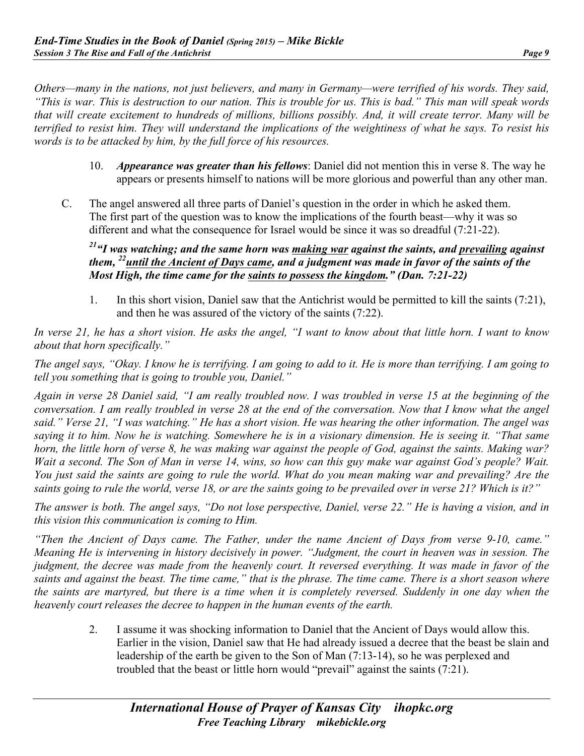*Others—many in the nations, not just believers, and many in Germany—were terrified of his words. They said, "This is war. This is destruction to our nation. This is trouble for us. This is bad." This man will speak words that will create excitement to hundreds of millions, billions possibly. And, it will create terror. Many will be terrified to resist him. They will understand the implications of the weightiness of what he says. To resist his words is to be attacked by him, by the full force of his resources.*

10. ***Appearance was greater than his fellows***: Daniel did not mention this in verse 8. The way he appears or presents himself to nations will be more glorious and powerful than any other man.

C. The angel answered all three parts of Daniel's question in the order in which he asked them. The first part of the question was to know the implications of the fourth beast—why it was so different and what the consequence for Israel would be since it was so dreadful (7:21-22).

***[21]"I was watching; and the same horn was <u>making war</u> against the saints, and <u>prevailing</u> against them, [22]<u>until the Ancient of Days came</u>, and a judgment was made in favor of the saints of the Most High, the time came for the <u>saints to possess the kingdom</u>." (Dan. 7:21-22)***

1. In this short vision, Daniel saw that the Antichrist would be permitted to kill the saints (7:21), and then he was assured of the victory of the saints (7:22).

*In verse 21, he has a short vision. He asks the angel, "I want to know about that little horn. I want to know about that horn specifically."*

*The angel says, "Okay. I know he is terrifying. I am going to add to it. He is more than terrifying. I am going to tell you something that is going to trouble you, Daniel."*

*Again in verse 28 Daniel said, "I am really troubled now. I was troubled in verse 15 at the beginning of the conversation. I am really troubled in verse 28 at the end of the conversation. Now that I know what the angel said." Verse 21, "I was watching." He has a short vision. He was hearing the other information. The angel was saying it to him. Now he is watching. Somewhere he is in a visionary dimension. He is seeing it. "That same horn, the little horn of verse 8, he was making war against the people of God, against the saints. Making war? Wait a second. The Son of Man in verse 14, wins, so how can this guy make war against God's people? Wait. You just said the saints are going to rule the world. What do you mean making war and prevailing? Are the saints going to rule the world, verse 18, or are the saints going to be prevailed over in verse 21? Which is it?"*

*The answer is both. The angel says, "Do not lose perspective, Daniel, verse 22." He is having a vision, and in this vision this communication is coming to Him.*

*"Then the Ancient of Days came. The Father, under the name Ancient of Days from verse 9-10, came." Meaning He is intervening in history decisively in power. "Judgment, the court in heaven was in session. The judgment, the decree was made from the heavenly court. It reversed everything. It was made in favor of the saints and against the beast. The time came," that is the phrase. The time came. There is a short season where the saints are martyred, but there is a time when it is completely reversed. Suddenly in one day when the heavenly court releases the decree to happen in the human events of the earth.*

2. I assume it was shocking information to Daniel that the Ancient of Days would allow this. Earlier in the vision, Daniel saw that He had already issued a decree that the beast be slain and leadership of the earth be given to the Son of Man (7:13-14), so he was perplexed and troubled that the beast or little horn would "prevail" against the saints (7:21).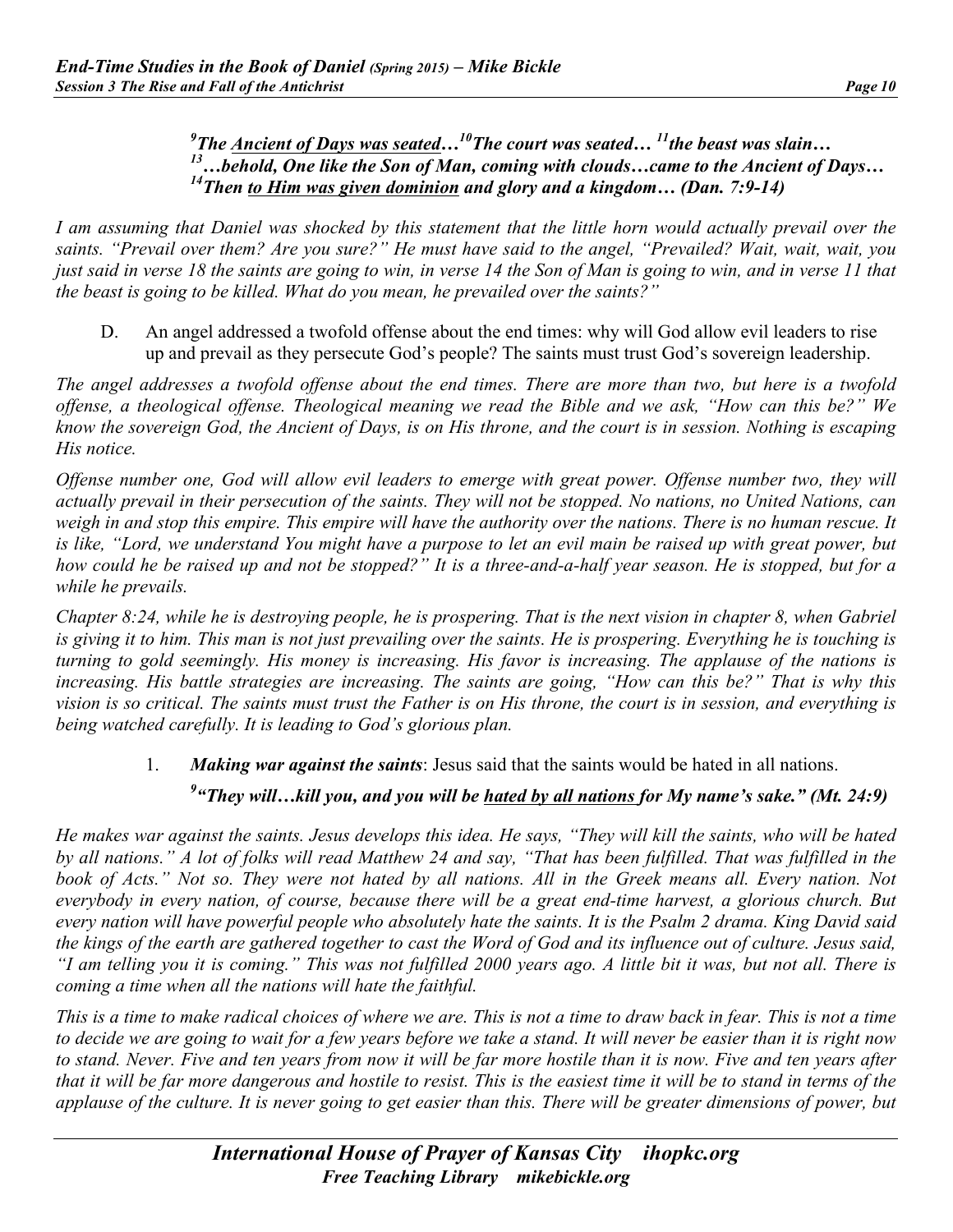***[9]The <u>Ancient of Days was seated</u>…[10]The court was seated… [11]the beast was slain…***
***[13]…behold, One like the Son of Man, coming with clouds…came to the Ancient of Days…***
***[14]Then <u>to Him was given dominion</u> and glory and a kingdom… (Dan. 7:9-14)***

*I am assuming that Daniel was shocked by this statement that the little horn would actually prevail over the saints. "Prevail over them? Are you sure?" He must have said to the angel, "Prevailed? Wait, wait, wait, you just said in verse 18 the saints are going to win, in verse 14 the Son of Man is going to win, and in verse 11 that the beast is going to be killed. What do you mean, he prevailed over the saints?"*

D. An angel addressed a twofold offense about the end times: why will God allow evil leaders to rise up and prevail as they persecute God's people? The saints must trust God's sovereign leadership.

*The angel addresses a twofold offense about the end times. There are more than two, but here is a twofold offense, a theological offense. Theological meaning we read the Bible and we ask, "How can this be?" We know the sovereign God, the Ancient of Days, is on His throne, and the court is in session. Nothing is escaping His notice.*

*Offense number one, God will allow evil leaders to emerge with great power. Offense number two, they will actually prevail in their persecution of the saints. They will not be stopped. No nations, no United Nations, can weigh in and stop this empire. This empire will have the authority over the nations. There is no human rescue. It is like, "Lord, we understand You might have a purpose to let an evil main be raised up with great power, but how could he be raised up and not be stopped?" It is a three-and-a-half year season. He is stopped, but for a while he prevails.*

*Chapter 8:24, while he is destroying people, he is prospering. That is the next vision in chapter 8, when Gabriel is giving it to him. This man is not just prevailing over the saints. He is prospering. Everything he is touching is turning to gold seemingly. His money is increasing. His favor is increasing. The applause of the nations is increasing. His battle strategies are increasing. The saints are going, "How can this be?" That is why this vision is so critical. The saints must trust the Father is on His throne, the court is in session, and everything is being watched carefully. It is leading to God's glorious plan.*

1. ***Making war against the saints***: Jesus said that the saints would be hated in all nations.

   ***[9]"They will…kill you, and you will be <u>hated by all nations</u> for My name's sake." (Mt. 24:9)***

*He makes war against the saints. Jesus develops this idea. He says, "They will kill the saints, who will be hated by all nations." A lot of folks will read Matthew 24 and say, "That has been fulfilled. That was fulfilled in the book of Acts." Not so. They were not hated by all nations. All in the Greek means all. Every nation. Not everybody in every nation, of course, because there will be a great end-time harvest, a glorious church. But every nation will have powerful people who absolutely hate the saints. It is the Psalm 2 drama. King David said the kings of the earth are gathered together to cast the Word of God and its influence out of culture. Jesus said, "I am telling you it is coming." This was not fulfilled 2000 years ago. A little bit it was, but not all. There is coming a time when all the nations will hate the faithful.*

*This is a time to make radical choices of where we are. This is not a time to draw back in fear. This is not a time to decide we are going to wait for a few years before we take a stand. It will never be easier than it is right now to stand. Never. Five and ten years from now it will be far more hostile than it is now. Five and ten years after that it will be far more dangerous and hostile to resist. This is the easiest time it will be to stand in terms of the applause of the culture. It is never going to get easier than this. There will be greater dimensions of power, but*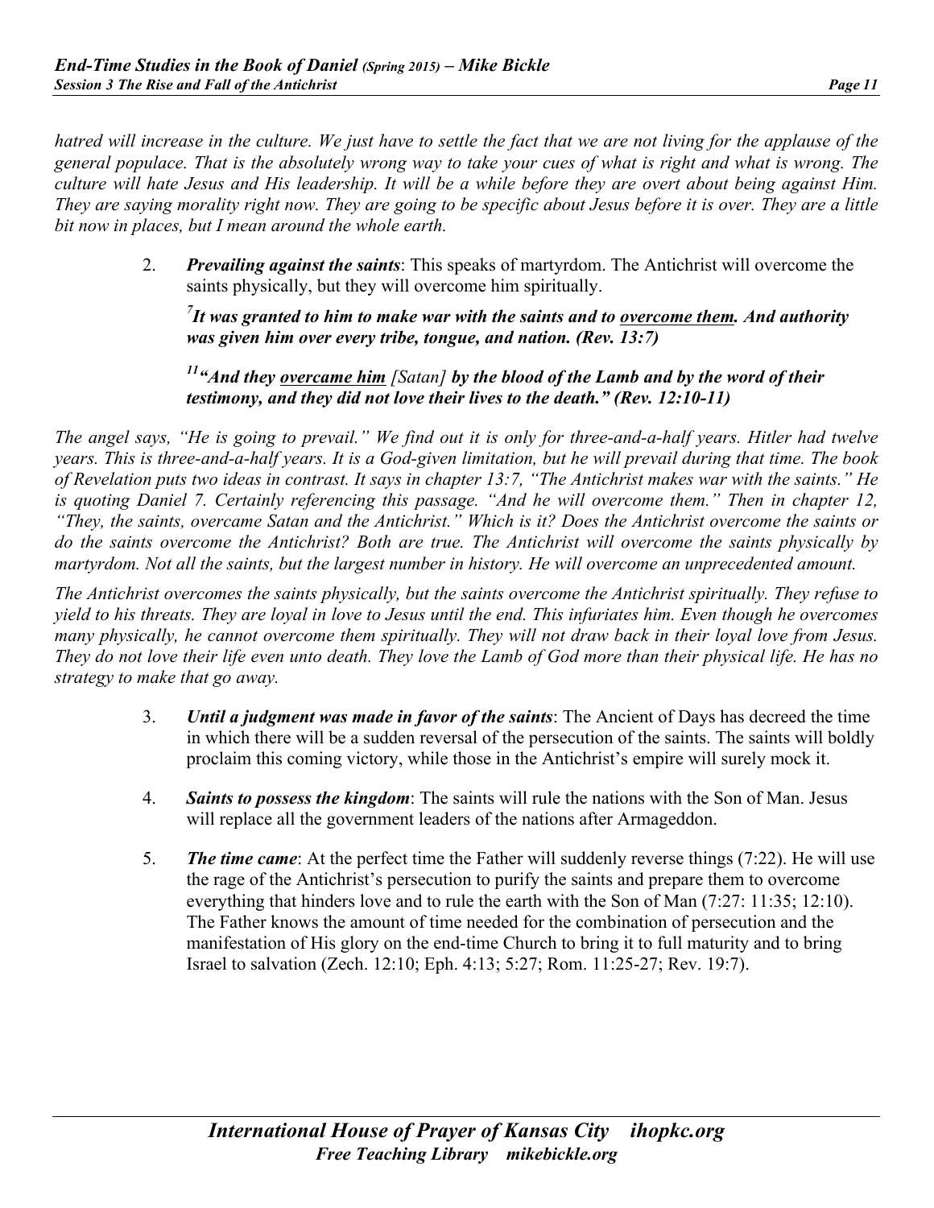*hatred will increase in the culture. We just have to settle the fact that we are not living for the applause of the general populace. That is the absolutely wrong way to take your cues of what is right and what is wrong. The culture will hate Jesus and His leadership. It will be a while before they are overt about being against Him. They are saying morality right now. They are going to be specific about Jesus before it is over. They are a little bit now in places, but I mean around the whole earth.*

2. ***Prevailing against the saints***: This speaks of martyrdom. The Antichrist will overcome the saints physically, but they will overcome him spiritually.

   ***[7]It was granted to him to make war with the saints and to <u>overcome them</u>. And authority was given him over every tribe, tongue, and nation. (Rev. 13:7)***

   ***[11]"And they <u>overcame him</u>*** *[Satan]* ***by the blood of the Lamb and by the word of their testimony, and they did not love their lives to the death." (Rev. 12:10-11)***

*The angel says, "He is going to prevail." We find out it is only for three-and-a-half years. Hitler had twelve years. This is three-and-a-half years. It is a God-given limitation, but he will prevail during that time. The book of Revelation puts two ideas in contrast. It says in chapter 13:7, "The Antichrist makes war with the saints." He is quoting Daniel 7. Certainly referencing this passage. "And he will overcome them." Then in chapter 12, "They, the saints, overcame Satan and the Antichrist." Which is it? Does the Antichrist overcome the saints or do the saints overcome the Antichrist? Both are true. The Antichrist will overcome the saints physically by martyrdom. Not all the saints, but the largest number in history. He will overcome an unprecedented amount.*

*The Antichrist overcomes the saints physically, but the saints overcome the Antichrist spiritually. They refuse to yield to his threats. They are loyal in love to Jesus until the end. This infuriates him. Even though he overcomes many physically, he cannot overcome them spiritually. They will not draw back in their loyal love from Jesus. They do not love their life even unto death. They love the Lamb of God more than their physical life. He has no strategy to make that go away.*

3. ***Until a judgment was made in favor of the saints***: The Ancient of Days has decreed the time in which there will be a sudden reversal of the persecution of the saints. The saints will boldly proclaim this coming victory, while those in the Antichrist's empire will surely mock it.

4. ***Saints to possess the kingdom***: The saints will rule the nations with the Son of Man. Jesus will replace all the government leaders of the nations after Armageddon.

5. ***The time came***: At the perfect time the Father will suddenly reverse things (7:22). He will use the rage of the Antichrist's persecution to purify the saints and prepare them to overcome everything that hinders love and to rule the earth with the Son of Man (7:27: 11:35; 12:10). The Father knows the amount of time needed for the combination of persecution and the manifestation of His glory on the end-time Church to bring it to full maturity and to bring Israel to salvation (Zech. 12:10; Eph. 4:13; 5:27; Rom. 11:25-27; Rev. 19:7).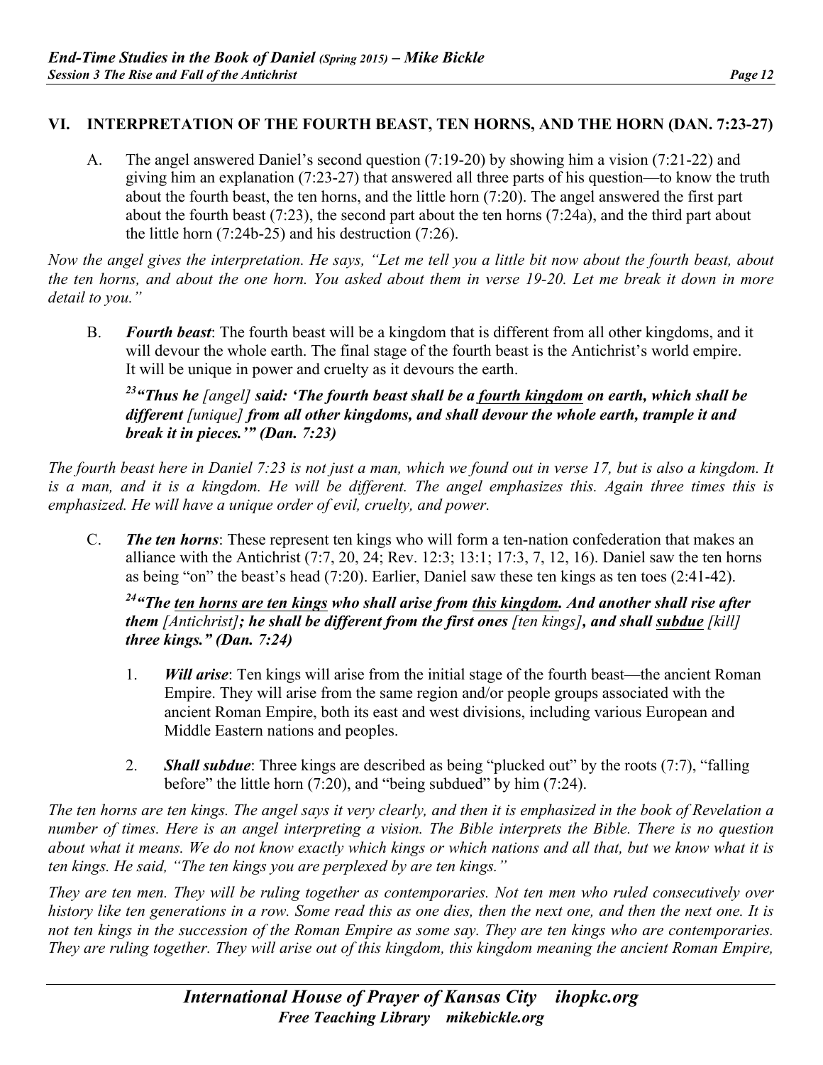## VI. INTERPRETATION OF THE FOURTH BEAST, TEN HORNS, AND THE HORN (DAN. 7:23-27)

A. The angel answered Daniel's second question (7:19-20) by showing him a vision (7:21-22) and giving him an explanation (7:23-27) that answered all three parts of his question—to know the truth about the fourth beast, the ten horns, and the little horn (7:20). The angel answered the first part about the fourth beast (7:23), the second part about the ten horns (7:24a), and the third part about the little horn (7:24b-25) and his destruction (7:26).

*Now the angel gives the interpretation. He says, "Let me tell you a little bit now about the fourth beast, about the ten horns, and about the one horn. You asked about them in verse 19-20. Let me break it down in more detail to you."*

B. ***Fourth beast***: The fourth beast will be a kingdom that is different from all other kingdoms, and it will devour the whole earth. The final stage of the fourth beast is the Antichrist's world empire. It will be unique in power and cruelty as it devours the earth.

> ***[23]"Thus he** [angel] **said: 'The fourth beast shall be a <u>fourth kingdom</u> on earth, which shall be different** [unique] **from all other kingdoms, and shall devour the whole earth, trample it and break it in pieces.'" (Dan. 7:23)***

*The fourth beast here in Daniel 7:23 is not just a man, which we found out in verse 17, but is also a kingdom. It is a man, and it is a kingdom. He will be different. The angel emphasizes this. Again three times this is emphasized. He will have a unique order of evil, cruelty, and power.*

C. ***The ten horns***: These represent ten kings who will form a ten-nation confederation that makes an alliance with the Antichrist (7:7, 20, 24; Rev. 12:3; 13:1; 17:3, 7, 12, 16). Daniel saw the ten horns as being "on" the beast's head (7:20). Earlier, Daniel saw these ten kings as ten toes (2:41-42).

> ***[24]"The <u>ten horns are ten kings</u> who shall arise from <u>this kingdom</u>. And another shall rise after them** [Antichrist]**; he shall be different from the first ones** [ten kings]**, and shall <u>subdue</u>** [kill] **three kings." (Dan. 7:24)***

1. ***Will arise***: Ten kings will arise from the initial stage of the fourth beast—the ancient Roman Empire. They will arise from the same region and/or people groups associated with the ancient Roman Empire, both its east and west divisions, including various European and Middle Eastern nations and peoples.

2. ***Shall subdue***: Three kings are described as being "plucked out" by the roots (7:7), "falling before" the little horn (7:20), and "being subdued" by him (7:24).

*The ten horns are ten kings. The angel says it very clearly, and then it is emphasized in the book of Revelation a number of times. Here is an angel interpreting a vision. The Bible interprets the Bible. There is no question about what it means. We do not know exactly which kings or which nations and all that, but we know what it is ten kings. He said, "The ten kings you are perplexed by are ten kings."*

*They are ten men. They will be ruling together as contemporaries. Not ten men who ruled consecutively over history like ten generations in a row. Some read this as one dies, then the next one, and then the next one. It is not ten kings in the succession of the Roman Empire as some say. They are ten kings who are contemporaries. They are ruling together. They will arise out of this kingdom, this kingdom meaning the ancient Roman Empire,*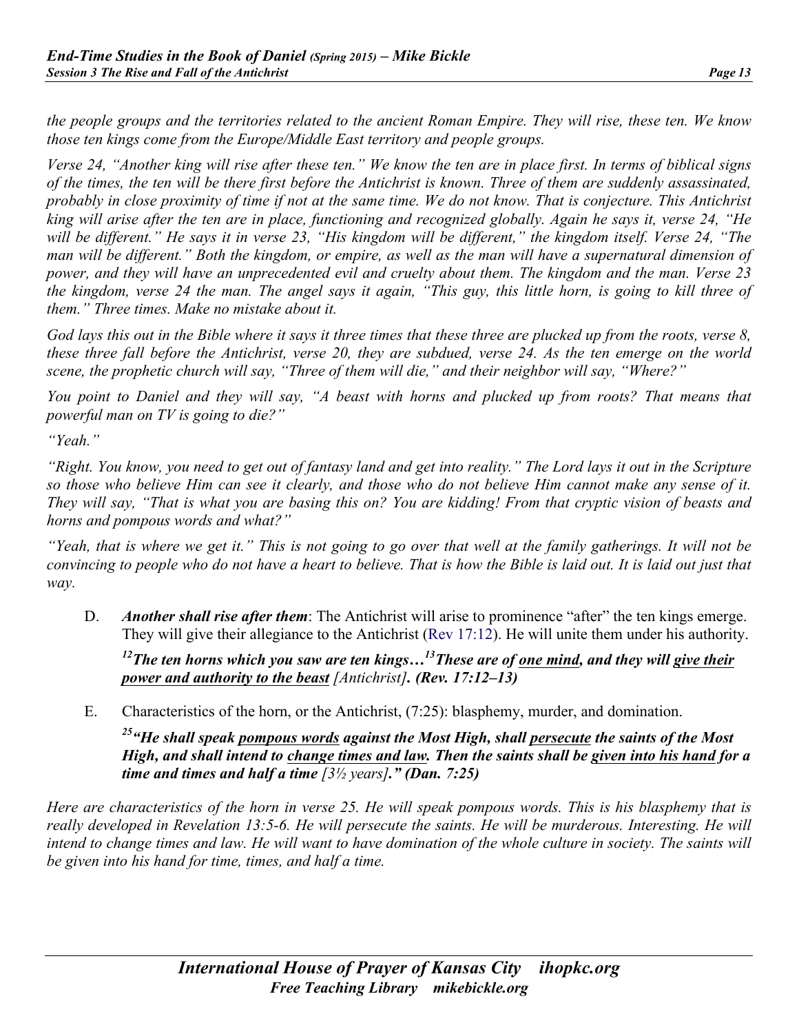*the people groups and the territories related to the ancient Roman Empire. They will rise, these ten. We know those ten kings come from the Europe/Middle East territory and people groups.*

*Verse 24, "Another king will rise after these ten." We know the ten are in place first. In terms of biblical signs of the times, the ten will be there first before the Antichrist is known. Three of them are suddenly assassinated, probably in close proximity of time if not at the same time. We do not know. That is conjecture. This Antichrist king will arise after the ten are in place, functioning and recognized globally. Again he says it, verse 24, "He will be different." He says it in verse 23, "His kingdom will be different," the kingdom itself. Verse 24, "The man will be different." Both the kingdom, or empire, as well as the man will have a supernatural dimension of power, and they will have an unprecedented evil and cruelty about them. The kingdom and the man. Verse 23 the kingdom, verse 24 the man. The angel says it again, "This guy, this little horn, is going to kill three of them." Three times. Make no mistake about it.*

*God lays this out in the Bible where it says it three times that these three are plucked up from the roots, verse 8, these three fall before the Antichrist, verse 20, they are subdued, verse 24. As the ten emerge on the world scene, the prophetic church will say, "Three of them will die," and their neighbor will say, "Where?"*

*You point to Daniel and they will say, "A beast with horns and plucked up from roots? That means that powerful man on TV is going to die?"*

*"Yeah."*

*"Right. You know, you need to get out of fantasy land and get into reality." The Lord lays it out in the Scripture so those who believe Him can see it clearly, and those who do not believe Him cannot make any sense of it. They will say, "That is what you are basing this on? You are kidding! From that cryptic vision of beasts and horns and pompous words and what?"*

*"Yeah, that is where we get it." This is not going to go over that well at the family gatherings. It will not be convincing to people who do not have a heart to believe. That is how the Bible is laid out. It is laid out just that way.*

D. ***Another shall rise after them***: The Antichrist will arise to prominence "after" the ten kings emerge. They will give their allegiance to the Antichrist (Rev 17:12). He will unite them under his authority.

> ***[12]The ten horns which you saw are ten kings…[13]These are of <u>one mind</u>, and they will <u>give their power and authority to the beast</u>** [Antichrist]**. (Rev. 17:12–13)***

E. Characteristics of the horn, or the Antichrist, (7:25): blasphemy, murder, and domination.

> ***[25]"He shall speak <u>pompous words</u> against the Most High, shall <u>persecute</u> the saints of the Most High, and shall intend to <u>change times and law</u>. Then the saints shall be <u>given into his hand</u> for a time and times and half a time** [3½ years]**." (Dan. 7:25)***

*Here are characteristics of the horn in verse 25. He will speak pompous words. This is his blasphemy that is really developed in Revelation 13:5-6. He will persecute the saints. He will be murderous. Interesting. He will intend to change times and law. He will want to have domination of the whole culture in society. The saints will be given into his hand for time, times, and half a time.*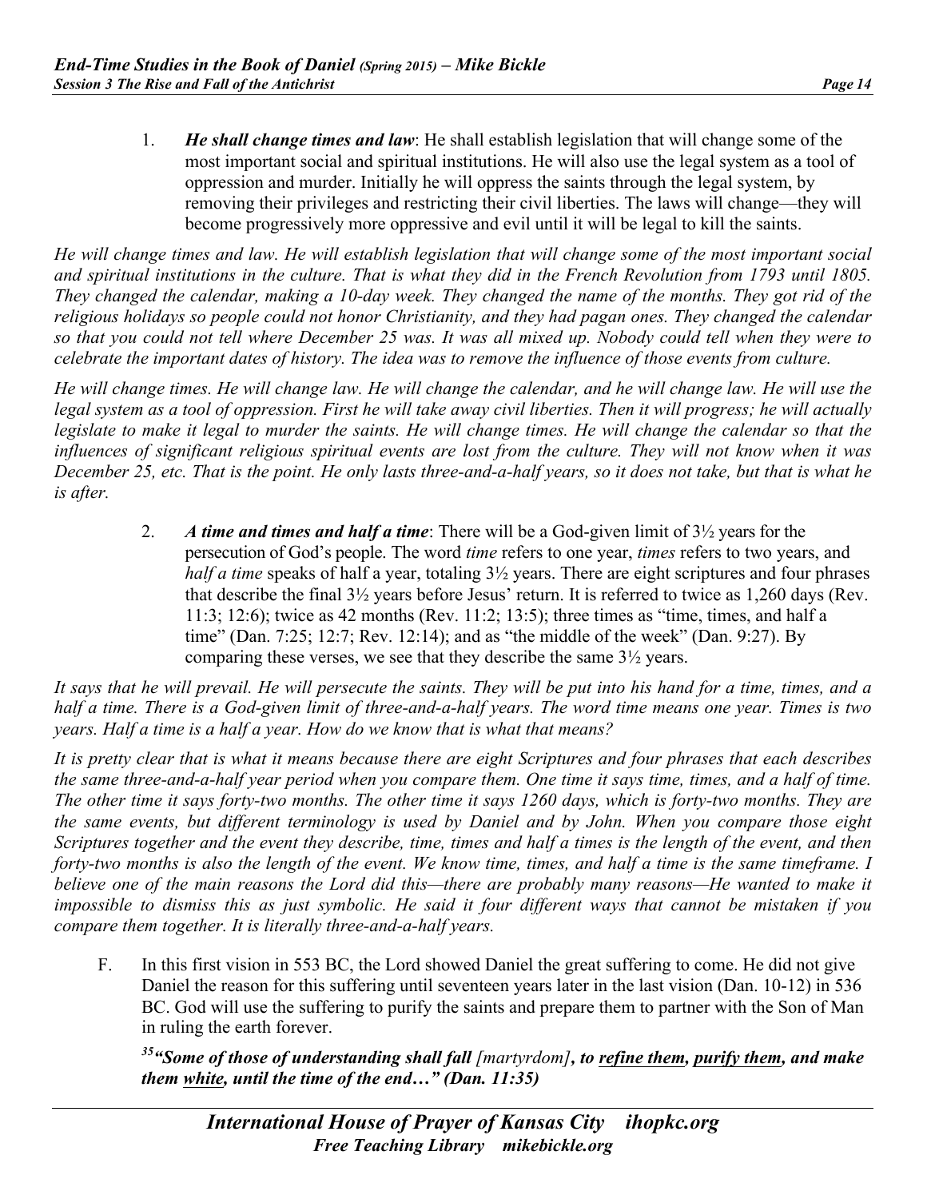1. ***He shall change times and law***: He shall establish legislation that will change some of the most important social and spiritual institutions. He will also use the legal system as a tool of oppression and murder. Initially he will oppress the saints through the legal system, by removing their privileges and restricting their civil liberties. The laws will change—they will become progressively more oppressive and evil until it will be legal to kill the saints.

*He will change times and law. He will establish legislation that will change some of the most important social and spiritual institutions in the culture. That is what they did in the French Revolution from 1793 until 1805. They changed the calendar, making a 10-day week. They changed the name of the months. They got rid of the religious holidays so people could not honor Christianity, and they had pagan ones. They changed the calendar so that you could not tell where December 25 was. It was all mixed up. Nobody could tell when they were to celebrate the important dates of history. The idea was to remove the influence of those events from culture.*

*He will change times. He will change law. He will change the calendar, and he will change law. He will use the legal system as a tool of oppression. First he will take away civil liberties. Then it will progress; he will actually legislate to make it legal to murder the saints. He will change times. He will change the calendar so that the influences of significant religious spiritual events are lost from the culture. They will not know when it was December 25, etc. That is the point. He only lasts three-and-a-half years, so it does not take, but that is what he is after.*

2. ***A time and times and half a time***: There will be a God-given limit of 3½ years for the persecution of God's people. The word *time* refers to one year, *times* refers to two years, and *half a time* speaks of half a year, totaling 3½ years. There are eight scriptures and four phrases that describe the final 3½ years before Jesus' return. It is referred to twice as 1,260 days (Rev. 11:3; 12:6); twice as 42 months (Rev. 11:2; 13:5); three times as "time, times, and half a time" (Dan. 7:25; 12:7; Rev. 12:14); and as "the middle of the week" (Dan. 9:27). By comparing these verses, we see that they describe the same 3½ years.

*It says that he will prevail. He will persecute the saints. They will be put into his hand for a time, times, and a half a time. There is a God-given limit of three-and-a-half years. The word time means one year. Times is two years. Half a time is a half a year. How do we know that is what that means?*

*It is pretty clear that is what it means because there are eight Scriptures and four phrases that each describes the same three-and-a-half year period when you compare them. One time it says time, times, and a half of time. The other time it says forty-two months. The other time it says 1260 days, which is forty-two months. They are the same events, but different terminology is used by Daniel and by John. When you compare those eight Scriptures together and the event they describe, time, times and half a times is the length of the event, and then forty-two months is also the length of the event. We know time, times, and half a time is the same timeframe. I believe one of the main reasons the Lord did this—there are probably many reasons—He wanted to make it impossible to dismiss this as just symbolic. He said it four different ways that cannot be mistaken if you compare them together. It is literally three-and-a-half years.*

F. In this first vision in 553 BC, the Lord showed Daniel the great suffering to come. He did not give Daniel the reason for this suffering until seventeen years later in the last vision (Dan. 10-12) in 536 BC. God will use the suffering to purify the saints and prepare them to partner with the Son of Man in ruling the earth forever.

***[35]"Some of those of understanding shall fall** [martyrdom]**, to <u>refine them</u>, <u>purify them</u>, and make them <u>white</u>, until the time of the end…" (Dan. 11:35)***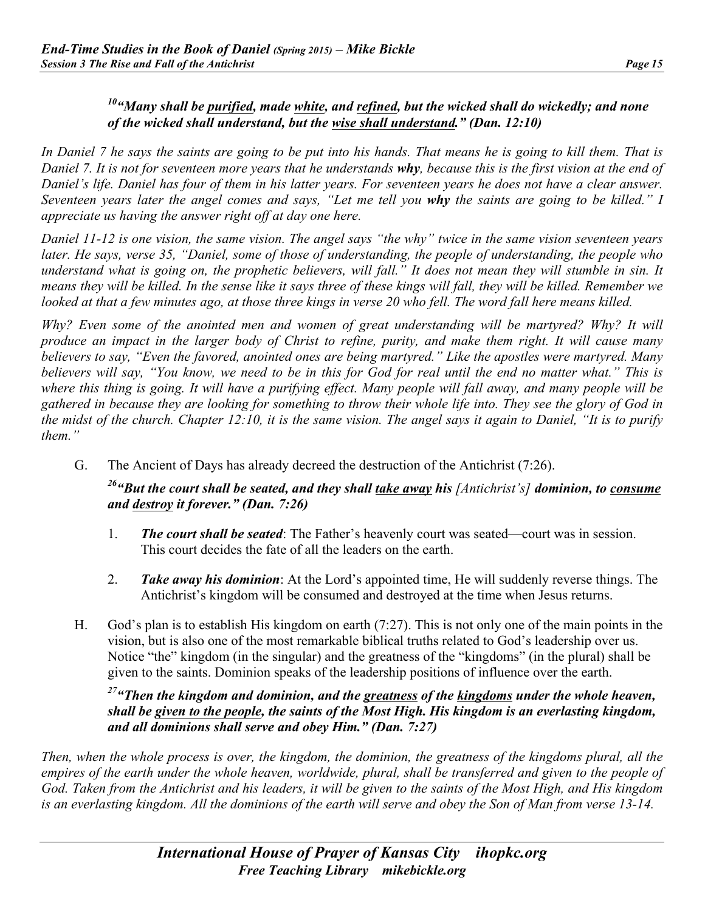*[10] **"Many shall be <u>purified</u>, made <u>white</u>, and <u>refined</u>, but the wicked shall do wickedly; and none of the wicked shall understand, but the <u>wise shall understand</u>." (Dan. 12:10)***

*In Daniel 7 he says the saints are going to be put into his hands. That means he is going to kill them. That is Daniel 7. It is not for seventeen more years that he understands **why**, because this is the first vision at the end of Daniel's life. Daniel has four of them in his latter years. For seventeen years he does not have a clear answer. Seventeen years later the angel comes and says, "Let me tell you **why** the saints are going to be killed." I appreciate us having the answer right off at day one here.*

*Daniel 11-12 is one vision, the same vision. The angel says "the why" twice in the same vision seventeen years later. He says, verse 35, "Daniel, some of those of understanding, the people of understanding, the people who understand what is going on, the prophetic believers, will fall." It does not mean they will stumble in sin. It means they will be killed. In the sense like it says three of these kings will fall, they will be killed. Remember we looked at that a few minutes ago, at those three kings in verse 20 who fell. The word fall here means killed.*

*Why? Even some of the anointed men and women of great understanding will be martyred? Why? It will produce an impact in the larger body of Christ to refine, purity, and make them right. It will cause many believers to say, "Even the favored, anointed ones are being martyred." Like the apostles were martyred. Many believers will say, "You know, we need to be in this for God for real until the end no matter what." This is where this thing is going. It will have a purifying effect. Many people will fall away, and many people will be gathered in because they are looking for something to throw their whole life into. They see the glory of God in the midst of the church. Chapter 12:10, it is the same vision. The angel says it again to Daniel, "It is to purify them."*

G. The Ancient of Days has already decreed the destruction of the Antichrist (7:26).

*[26] **"But the court shall be seated, and they shall <u>take away</u> his** [Antichrist's] **dominion, to <u>consume</u> and <u>destroy</u> it forever." (Dan. 7:26)***

1. ***The court shall be seated***: The Father's heavenly court was seated—court was in session. This court decides the fate of all the leaders on the earth.
2. ***Take away his dominion***: At the Lord's appointed time, He will suddenly reverse things. The Antichrist's kingdom will be consumed and destroyed at the time when Jesus returns.

H. God's plan is to establish His kingdom on earth (7:27). This is not only one of the main points in the vision, but is also one of the most remarkable biblical truths related to God's leadership over us. Notice "the" kingdom (in the singular) and the greatness of the "kingdoms" (in the plural) shall be given to the saints. Dominion speaks of the leadership positions of influence over the earth.

*[27] **"Then the kingdom and dominion, and the <u>greatness</u> of the <u>kingdoms</u> under the whole heaven, shall be <u>given to the people</u>, the saints of the Most High. His kingdom is an everlasting kingdom, and all dominions shall serve and obey Him." (Dan. 7:27)***

*Then, when the whole process is over, the kingdom, the dominion, the greatness of the kingdoms plural, all the empires of the earth under the whole heaven, worldwide, plural, shall be transferred and given to the people of God. Taken from the Antichrist and his leaders, it will be given to the saints of the Most High, and His kingdom is an everlasting kingdom. All the dominions of the earth will serve and obey the Son of Man from verse 13-14.*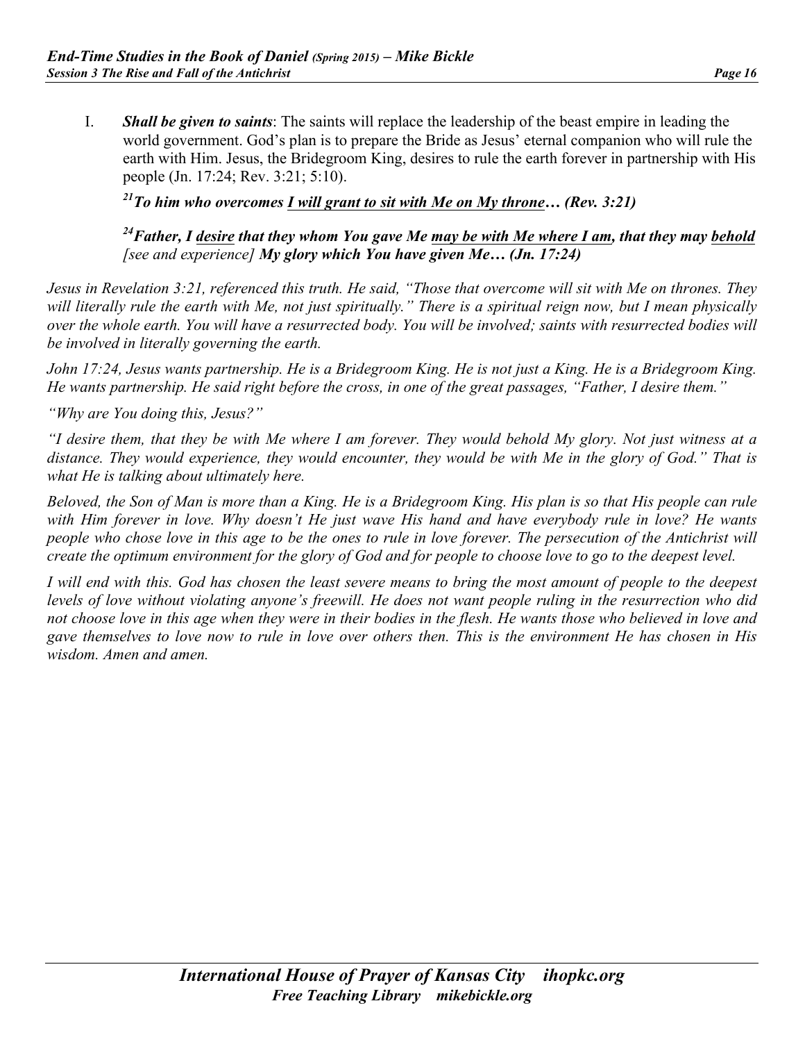I. ***Shall be given to saints***: The saints will replace the leadership of the beast empire in leading the world government. God's plan is to prepare the Bride as Jesus' eternal companion who will rule the earth with Him. Jesus, the Bridegroom King, desires to rule the earth forever in partnership with His people (Jn. 17:24; Rev. 3:21; 5:10).

> ***[21]To him who overcomes <u>I will grant to sit with Me on My throne</u>… (Rev. 3:21)***
>
> ***[24]Father, I <u>desire</u> that they whom You gave Me <u>may be with Me where I am</u>, that they may <u>behold</u>*** *[see and experience]* ***My glory which You have given Me… (Jn. 17:24)***

*Jesus in Revelation 3:21, referenced this truth. He said, "Those that overcome will sit with Me on thrones. They will literally rule the earth with Me, not just spiritually." There is a spiritual reign now, but I mean physically over the whole earth. You will have a resurrected body. You will be involved; saints with resurrected bodies will be involved in literally governing the earth.*

*John 17:24, Jesus wants partnership. He is a Bridegroom King. He is not just a King. He is a Bridegroom King. He wants partnership. He said right before the cross, in one of the great passages, "Father, I desire them."*

*"Why are You doing this, Jesus?"*

*"I desire them, that they be with Me where I am forever. They would behold My glory. Not just witness at a distance. They would experience, they would encounter, they would be with Me in the glory of God." That is what He is talking about ultimately here.*

*Beloved, the Son of Man is more than a King. He is a Bridegroom King. His plan is so that His people can rule with Him forever in love. Why doesn't He just wave His hand and have everybody rule in love? He wants people who chose love in this age to be the ones to rule in love forever. The persecution of the Antichrist will create the optimum environment for the glory of God and for people to choose love to go to the deepest level.*

*I will end with this. God has chosen the least severe means to bring the most amount of people to the deepest levels of love without violating anyone's freewill. He does not want people ruling in the resurrection who did not choose love in this age when they were in their bodies in the flesh. He wants those who believed in love and gave themselves to love now to rule in love over others then. This is the environment He has chosen in His wisdom. Amen and amen.*